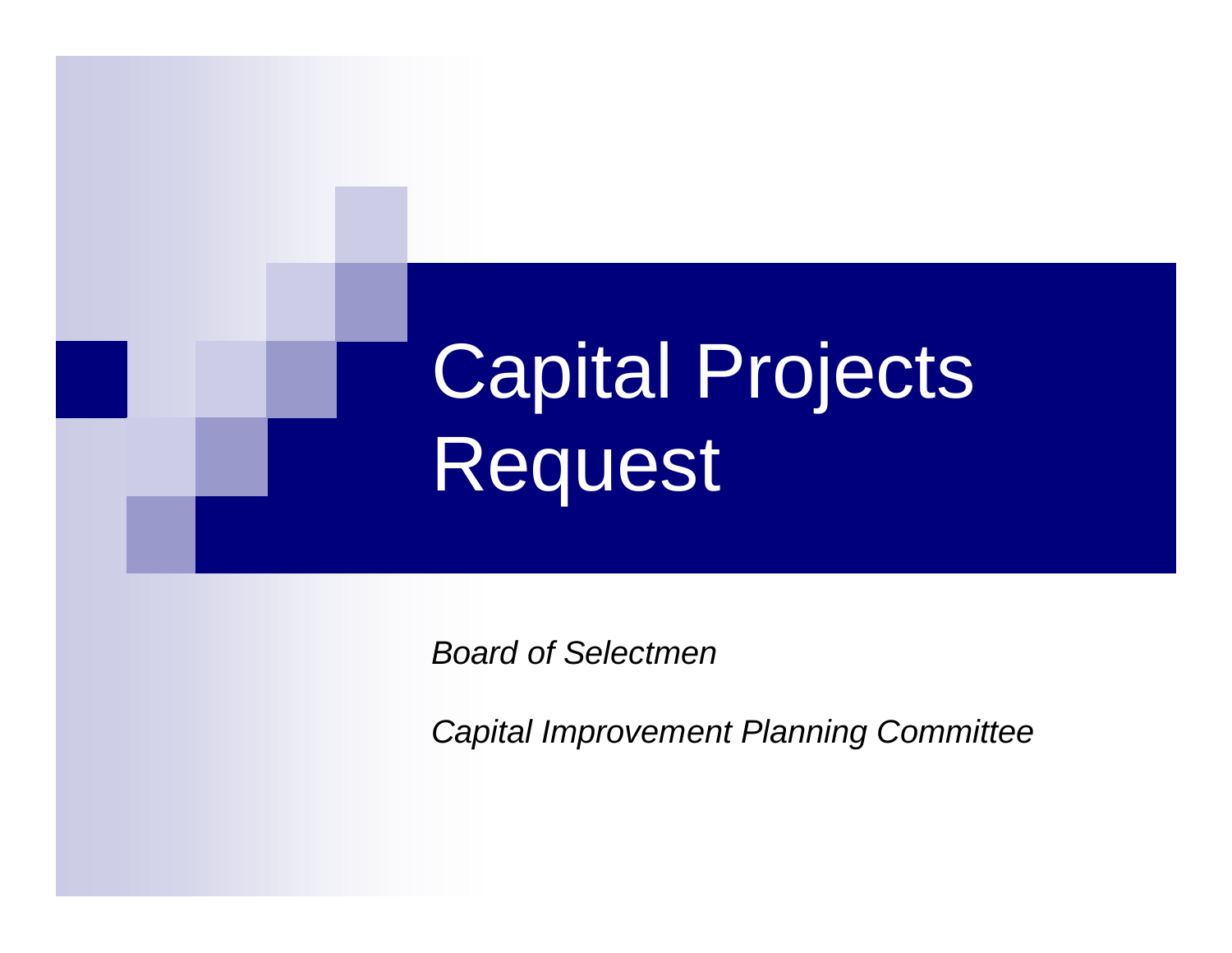# Capital Projects Request

*Board of Selectmen*

*Capital Improvement Planning Committee*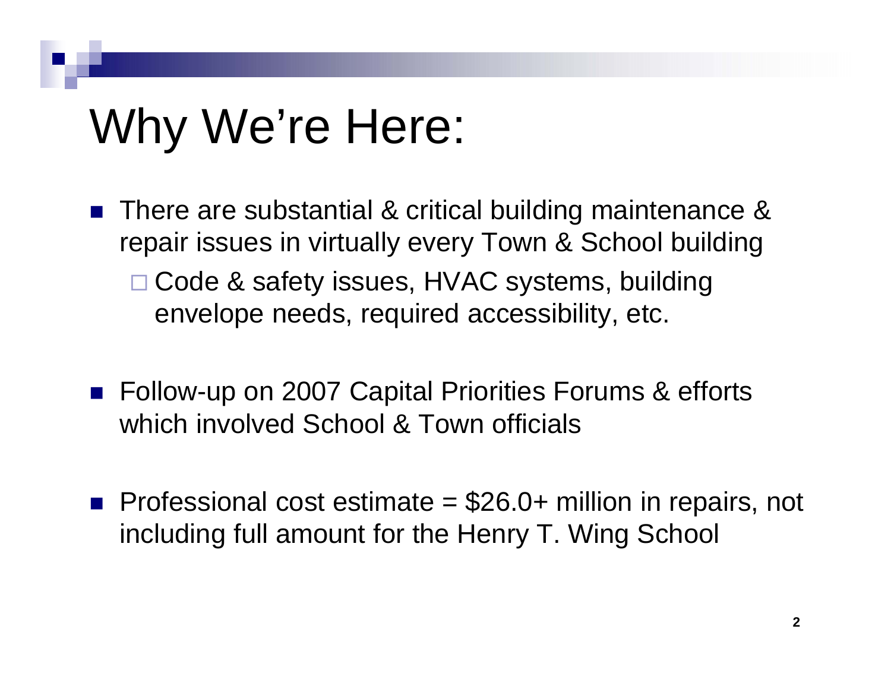# Why We're Here:

- There are substantial & critical building maintenance & repair issues in virtually every Town & School building
  - Code & safety issues, HVAC systems, building envelope needs, required accessibility, etc.

- Follow-up on 2007 Capital Priorities Forums & efforts which involved School & Town officials

- Professional cost estimate = $26.0+ million in repairs, not including full amount for the Henry T. Wing School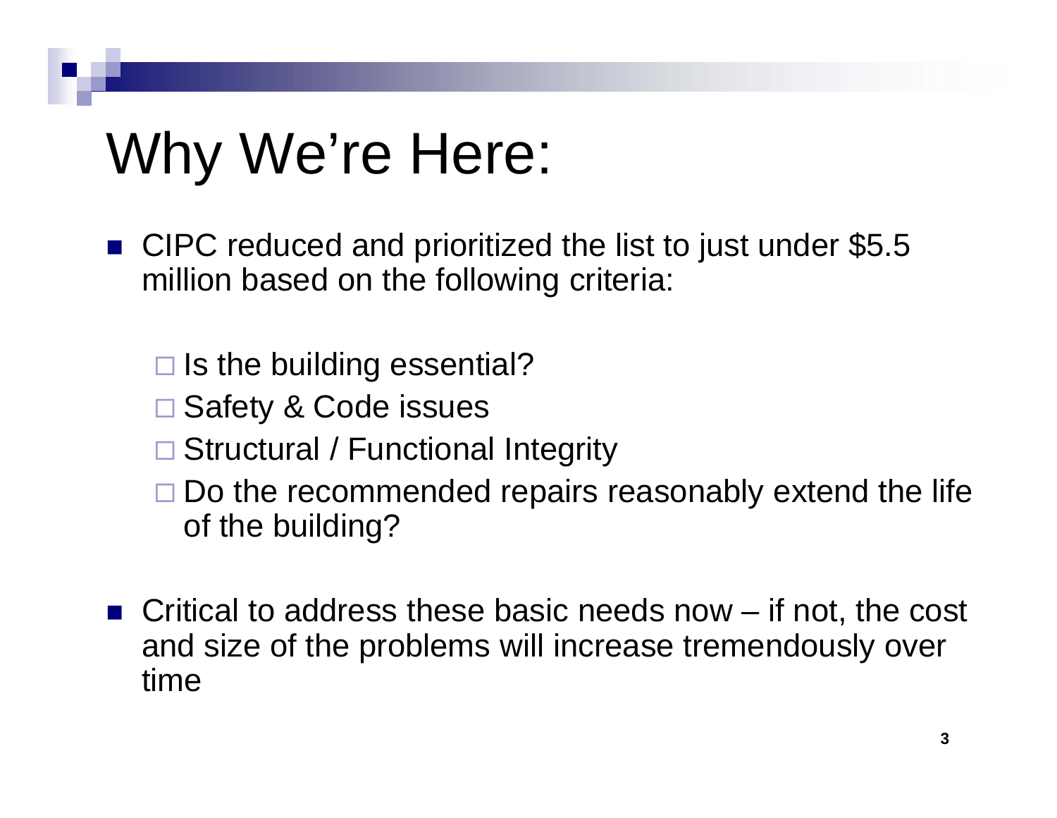# Why We're Here:

- CIPC reduced and prioritized the list to just under $5.5 million based on the following criteria:
  - Is the building essential?
  - Safety & Code issues
  - Structural / Functional Integrity
  - Do the recommended repairs reasonably extend the life of the building?
- Critical to address these basic needs now – if not, the cost and size of the problems will increase tremendously over time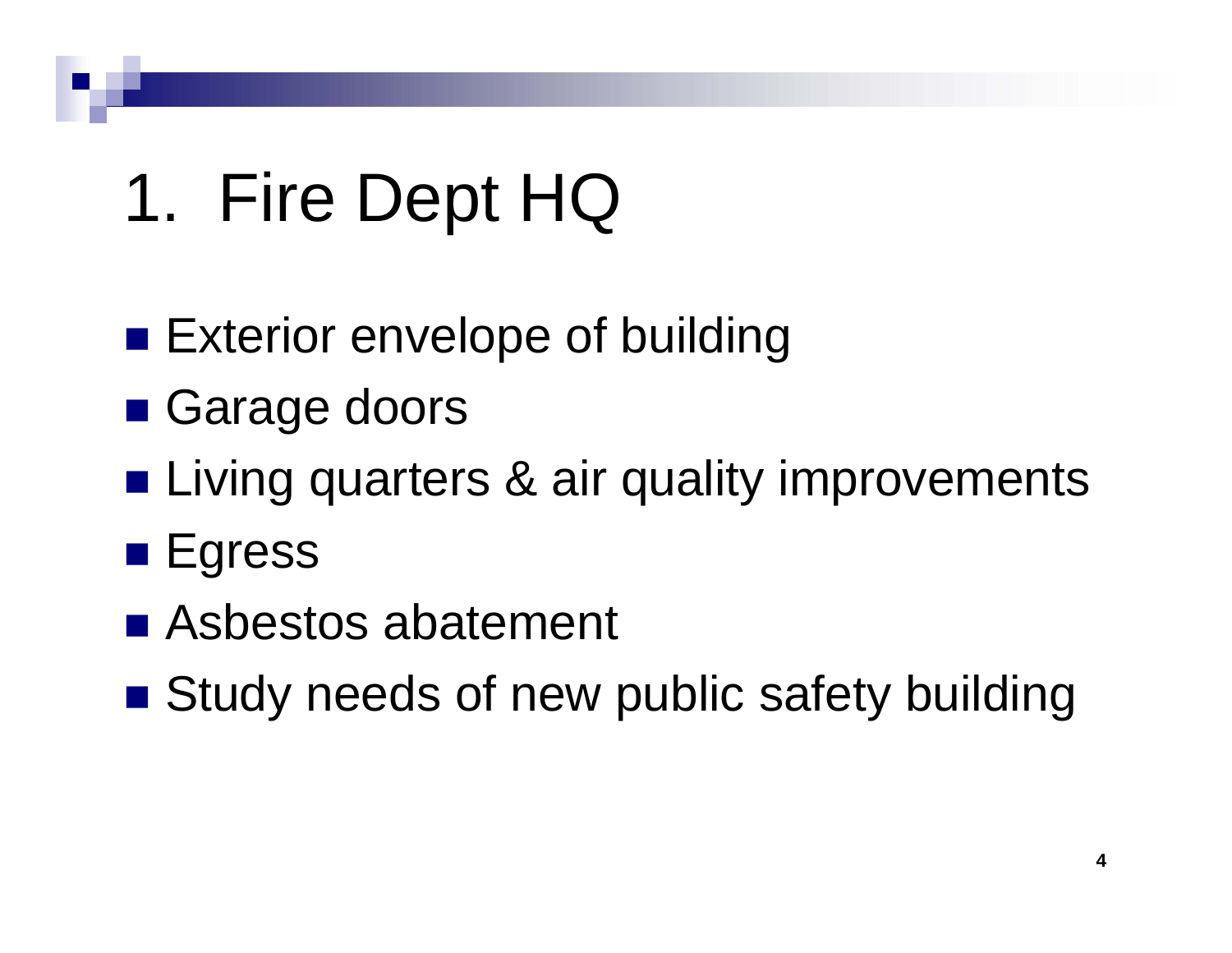# 1. Fire Dept HQ

- Exterior envelope of building
- Garage doors
- Living quarters & air quality improvements
- Egress
- Asbestos abatement
- Study needs of new public safety building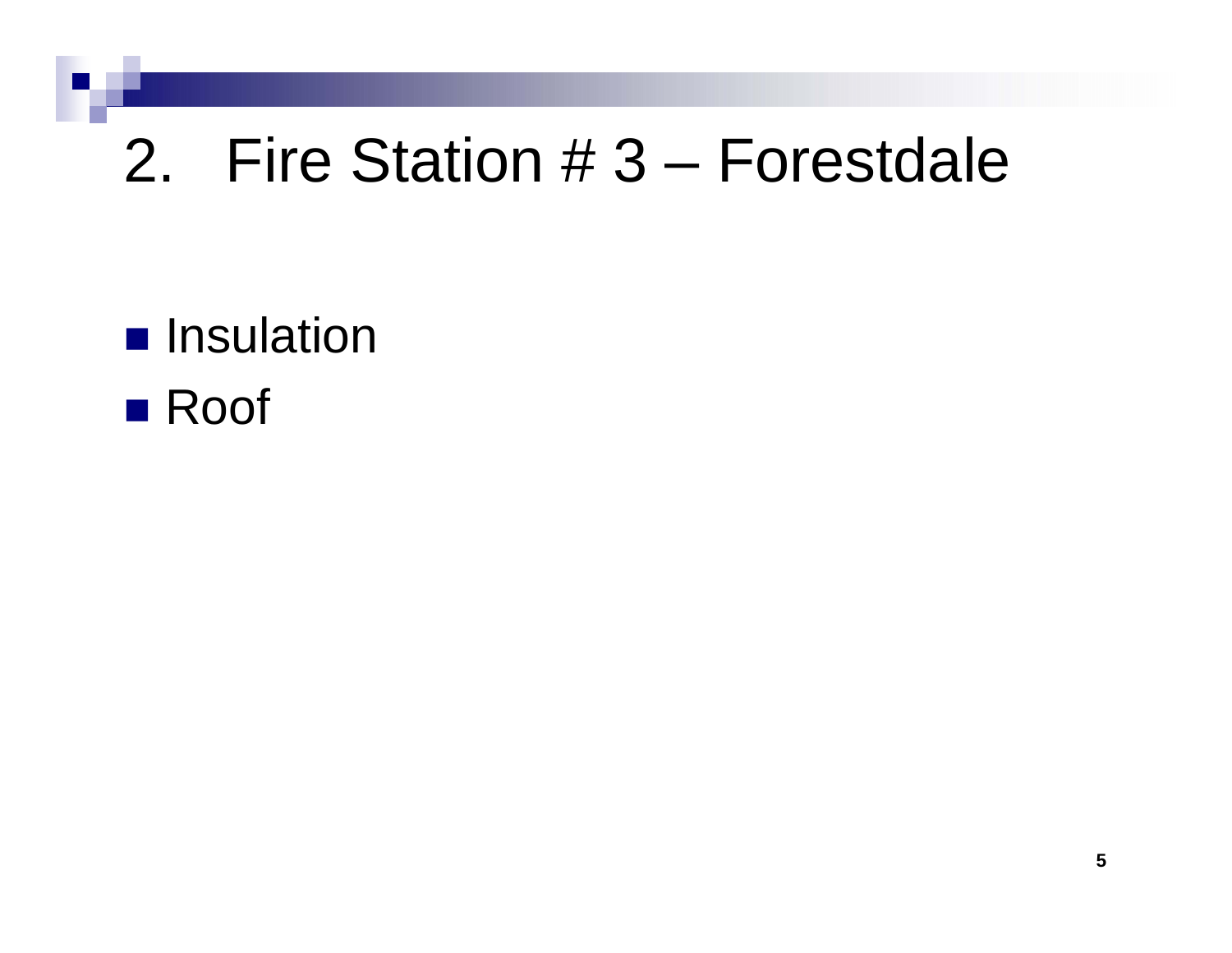# 2. Fire Station # 3 – Forestdale

- Insulation
- Roof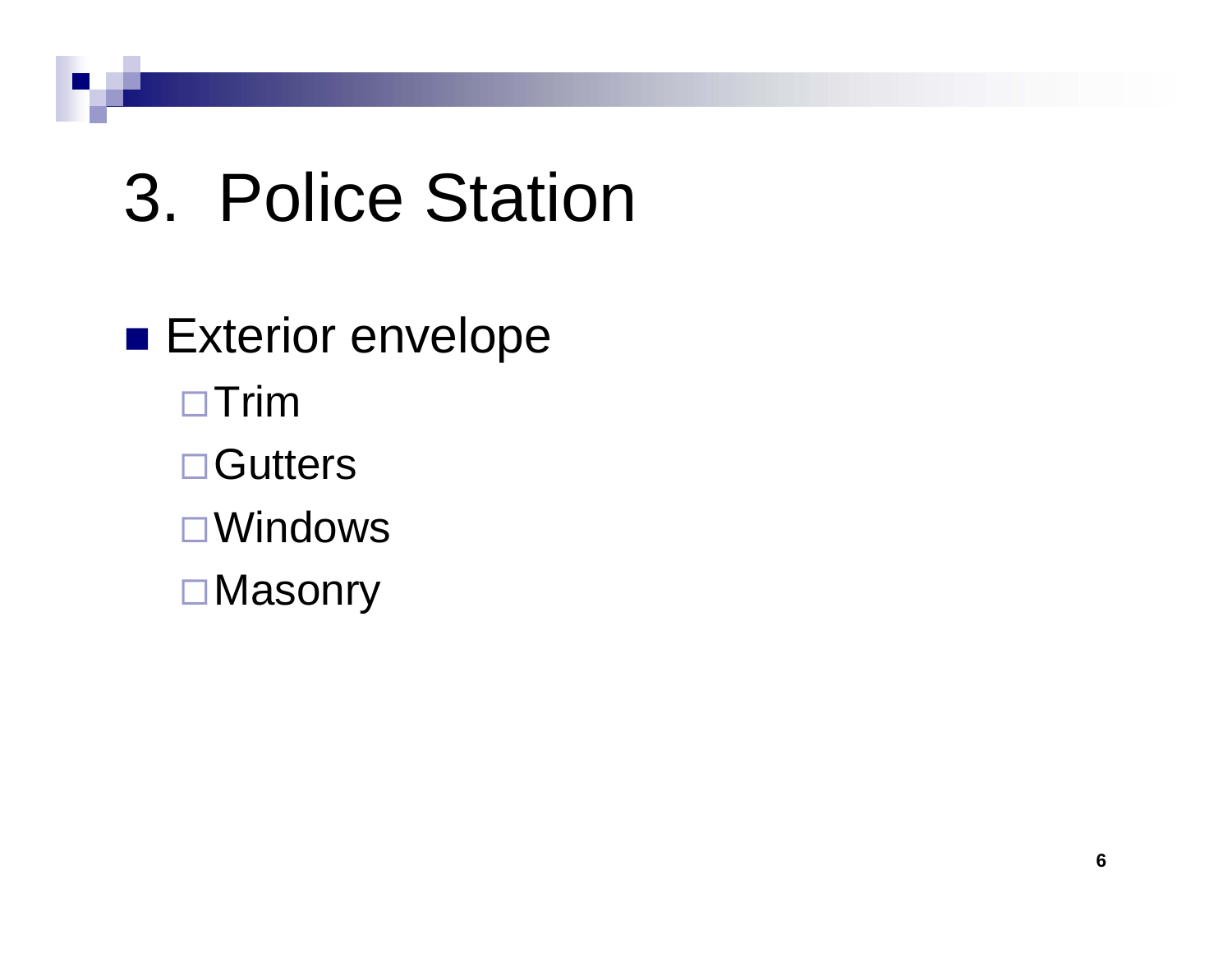# 3. Police Station

- Exterior envelope
  - Trim
  - Gutters
  - Windows
  - Masonry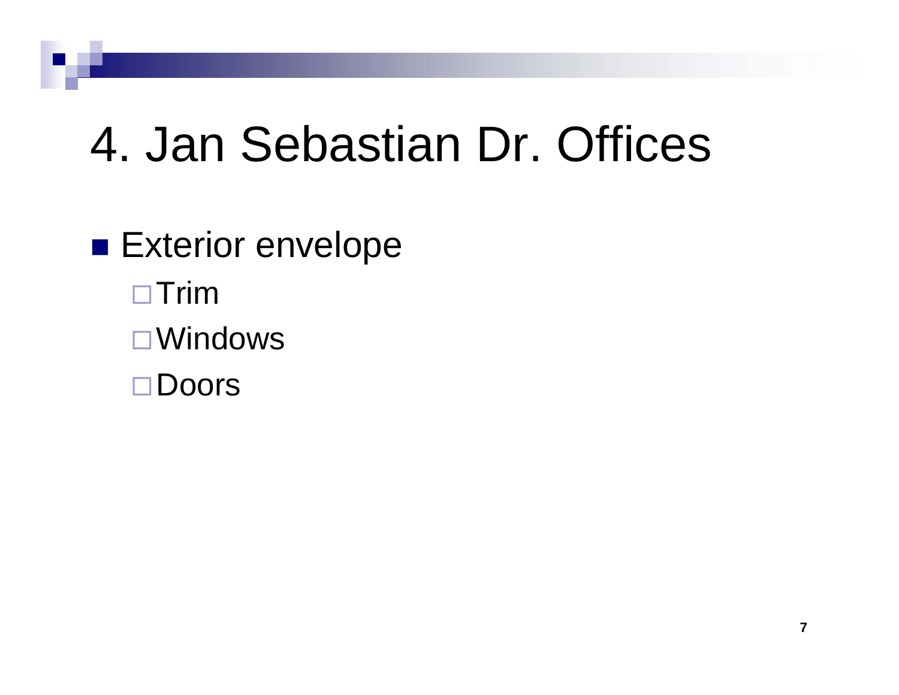# 4. Jan Sebastian Dr. Offices

- Exterior envelope
  - Trim
  - Windows
  - Doors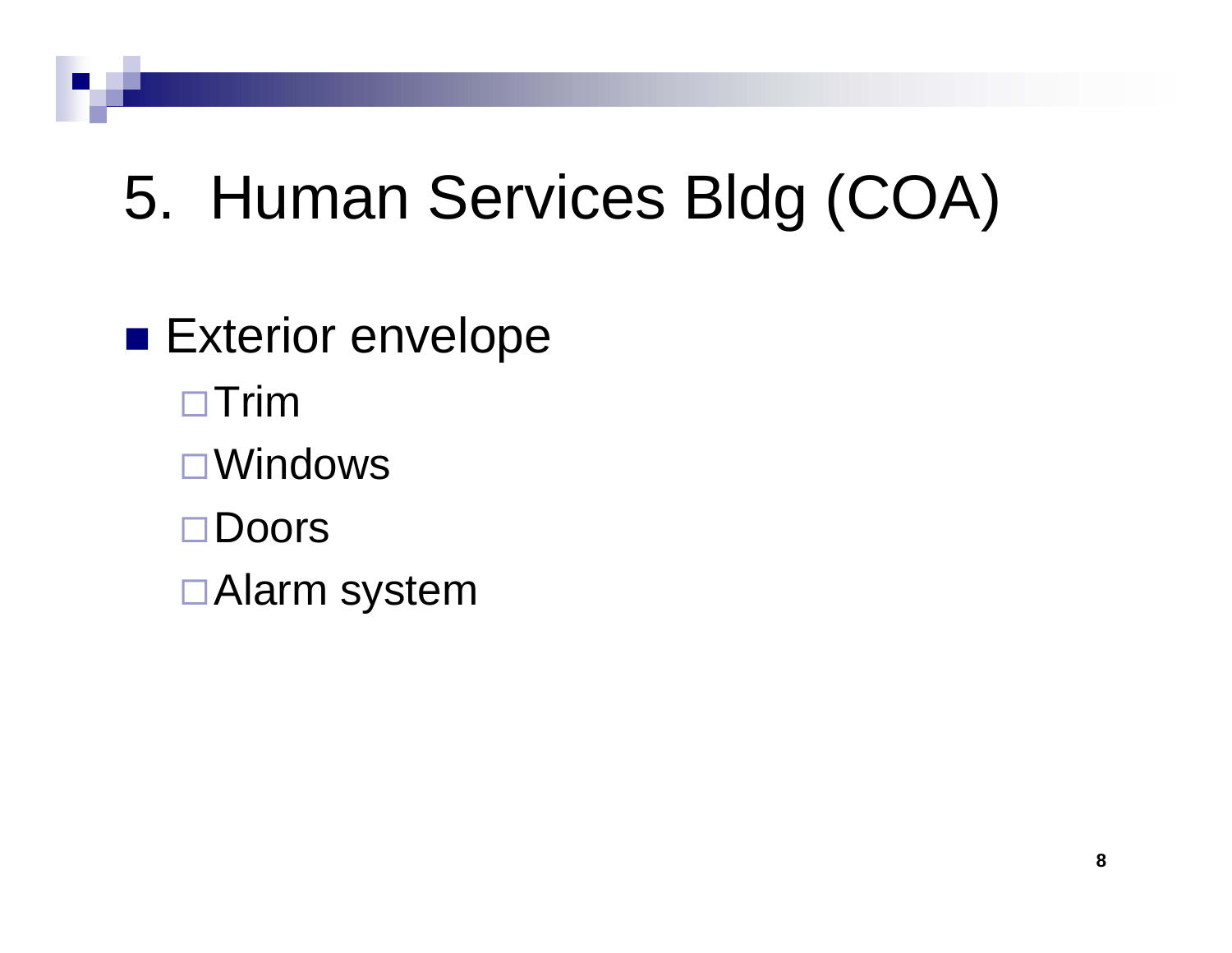# 5. Human Services Bldg (COA)

- Exterior envelope
  - Trim
  - Windows
  - Doors
  - Alarm system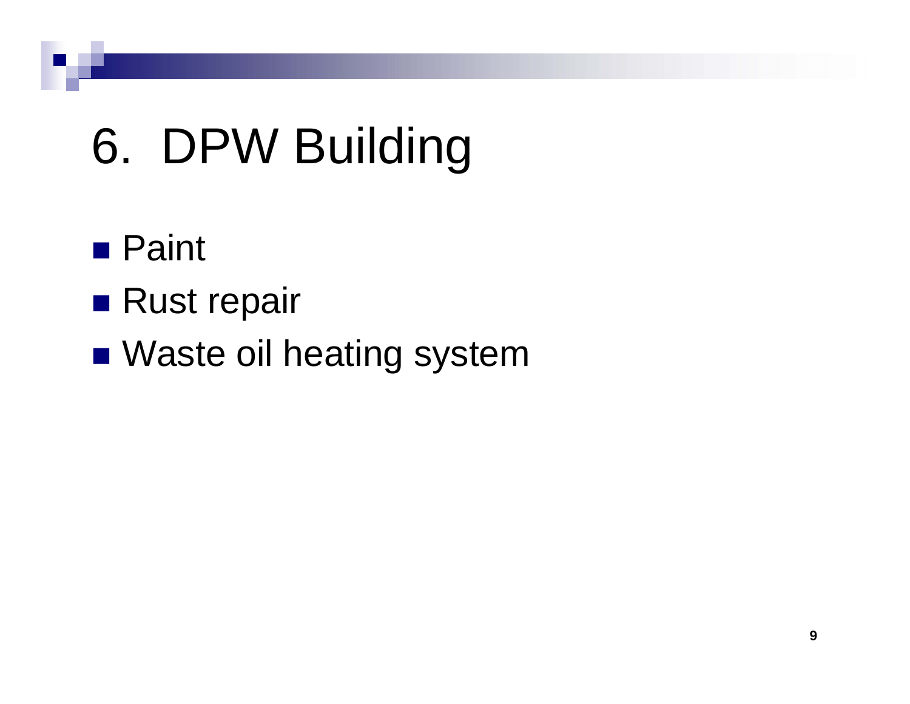# 6. DPW Building

- Paint
- Rust repair
- Waste oil heating system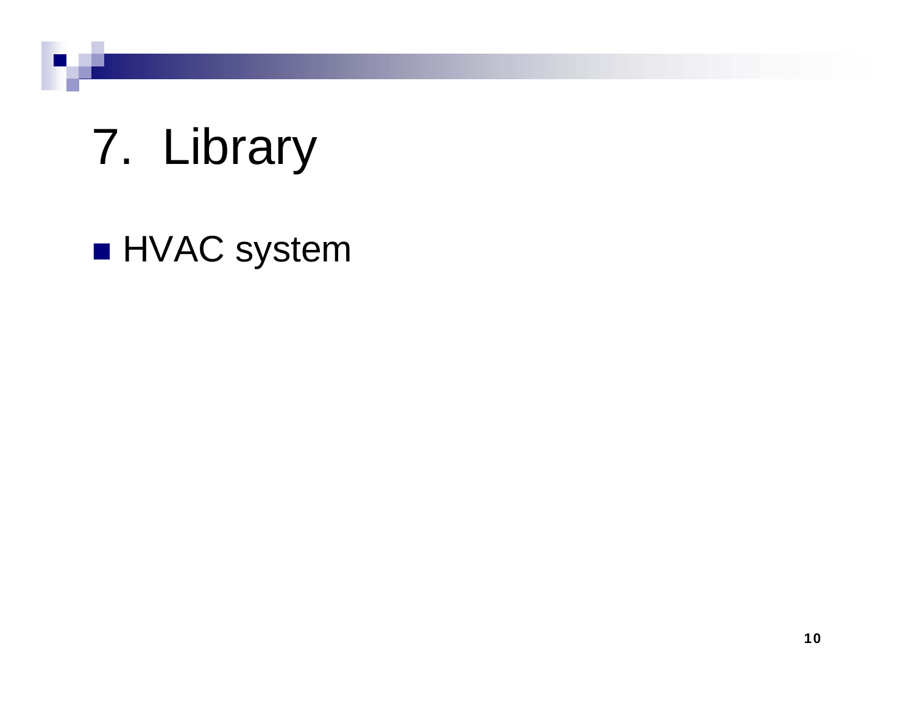# 7. Library

- HVAC system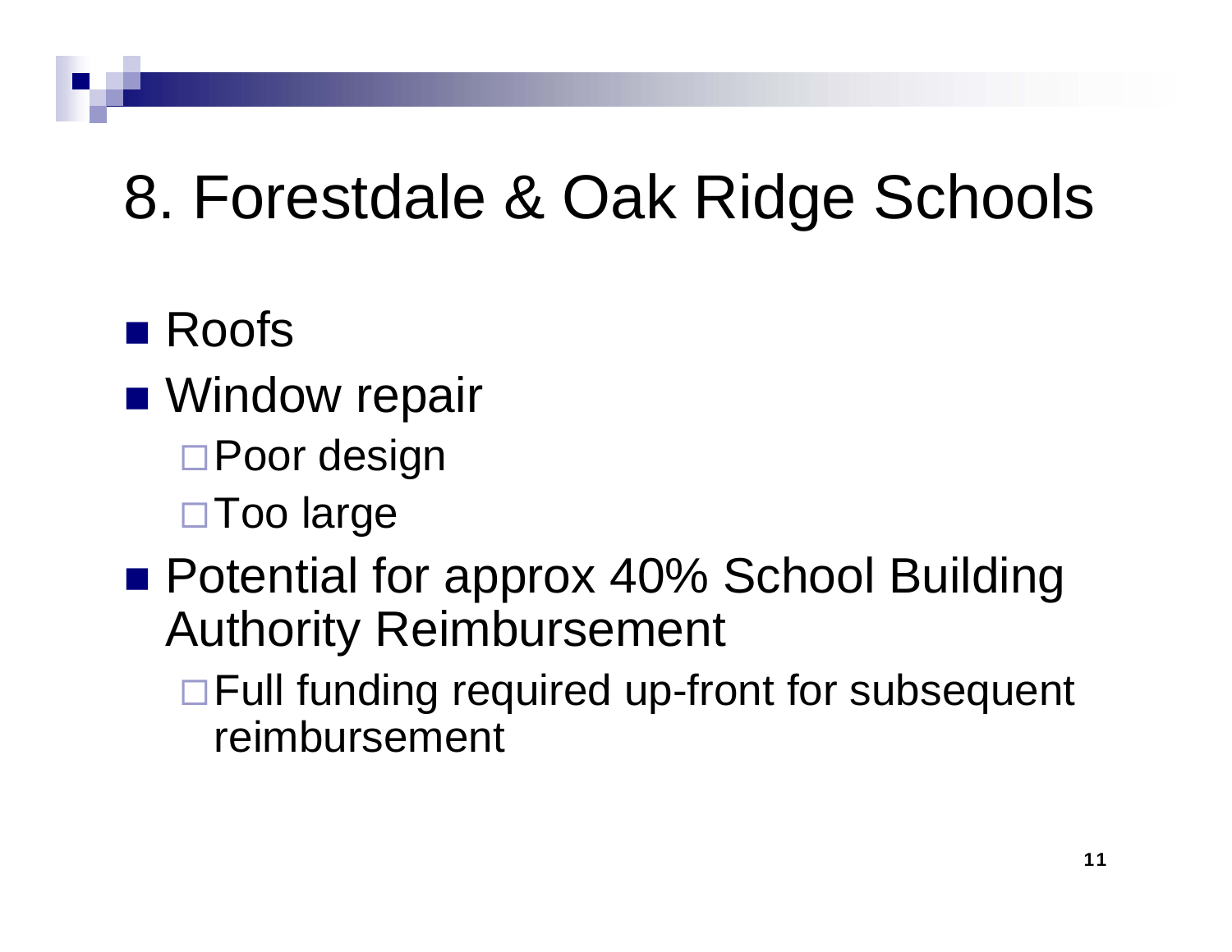# 8. Forestdale & Oak Ridge Schools

- Roofs
- Window repair
  - Poor design
  - Too large
- Potential for approx 40% School Building Authority Reimbursement
  - Full funding required up-front for subsequent reimbursement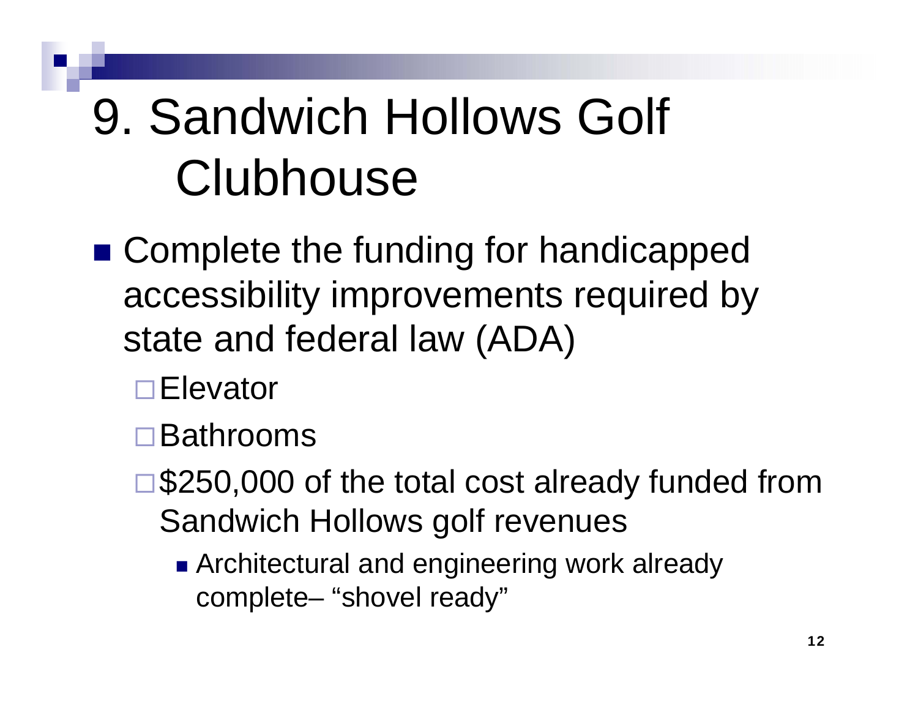# 9. Sandwich Hollows Golf Clubhouse

- Complete the funding for handicapped accessibility improvements required by state and federal law (ADA)
  - Elevator
  - Bathrooms
  - $250,000 of the total cost already funded from Sandwich Hollows golf revenues
    - Architectural and engineering work already complete– "shovel ready"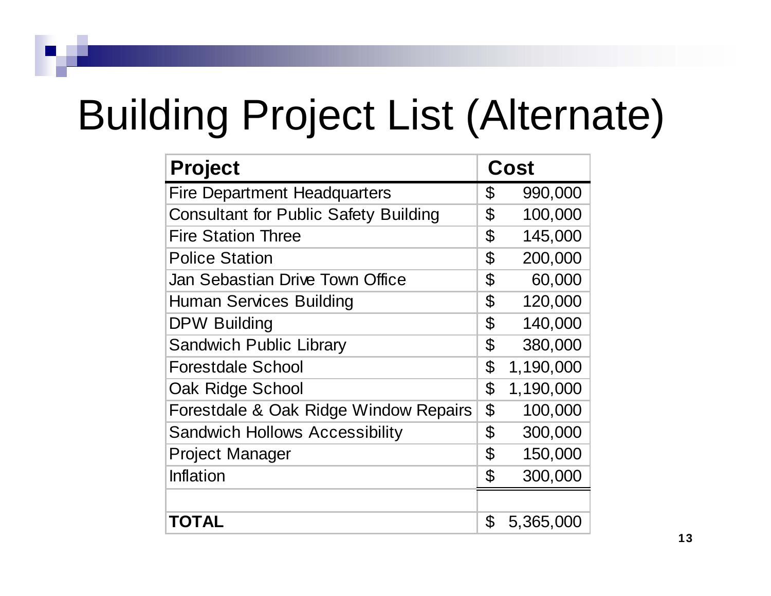# Building Project List (Alternate)

| Project | Cost |
|---|---|
| Fire Department Headquarters | $ 990,000 |
| Consultant for Public Safety Building | $ 100,000 |
| Fire Station Three | $ 145,000 |
| Police Station | $ 200,000 |
| Jan Sebastian Drive Town Office | $ 60,000 |
| Human Services Building | $ 120,000 |
| DPW Building | $ 140,000 |
| Sandwich Public Library | $ 380,000 |
| Forestdale School | $ 1,190,000 |
| Oak Ridge School | $ 1,190,000 |
| Forestdale & Oak Ridge Window Repairs | $ 100,000 |
| Sandwich Hollows Accessibility | $ 300,000 |
| Project Manager | $ 150,000 |
| Inflation | $ 300,000 |
| | |
| **TOTAL** | $ 5,365,000 |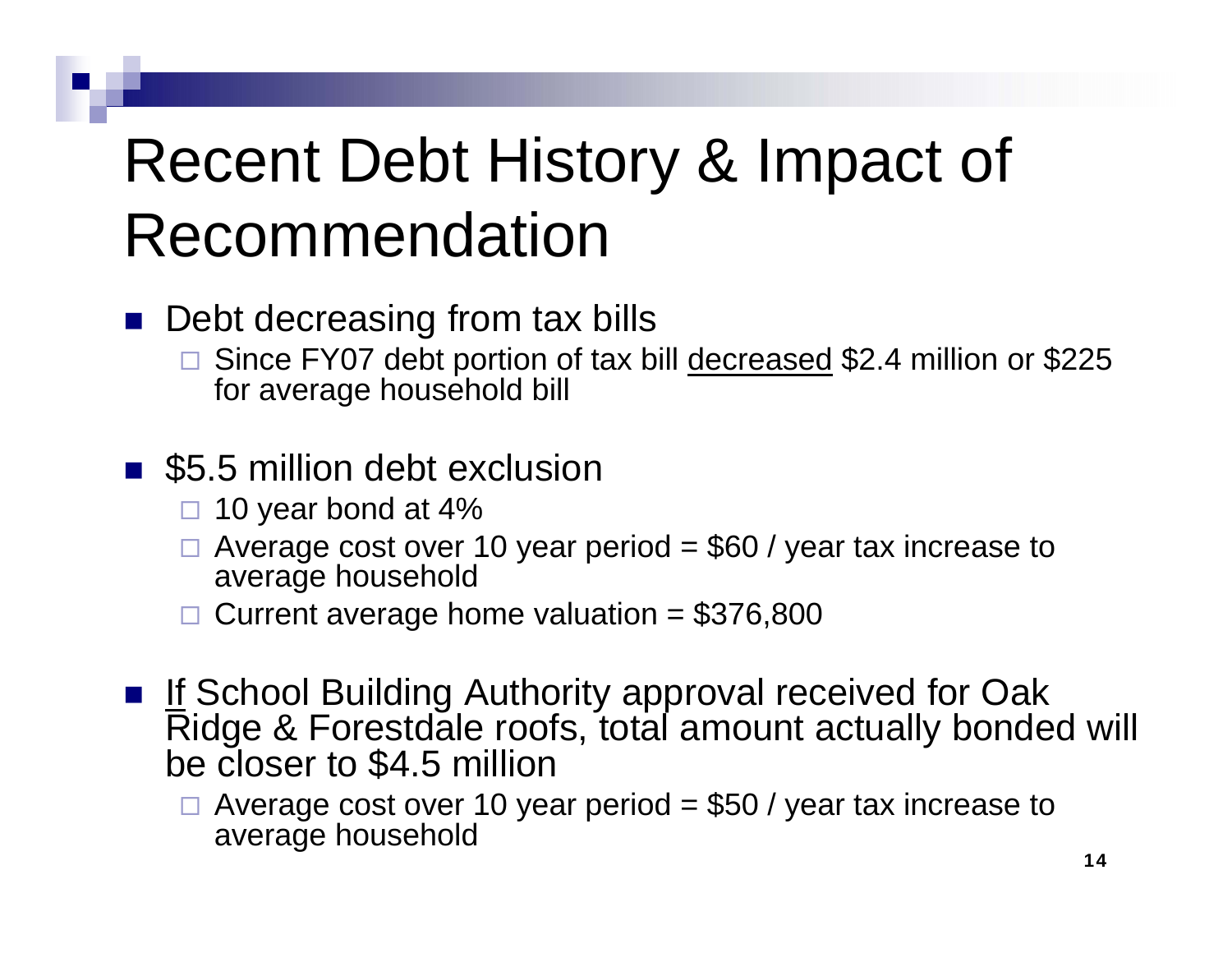# Recent Debt History & Impact of Recommendation

- Debt decreasing from tax bills
  - Since FY07 debt portion of tax bill <u>decreased</u> \$2.4 million or \$225 for average household bill
- \$5.5 million debt exclusion
  - 10 year bond at 4%
  - Average cost over 10 year period = \$60 / year tax increase to average household
  - Current average home valuation = \$376,800
- <u>If</u> School Building Authority approval received for Oak Ridge & Forestdale roofs, total amount actually bonded will be closer to \$4.5 million
  - Average cost over 10 year period = \$50 / year tax increase to average household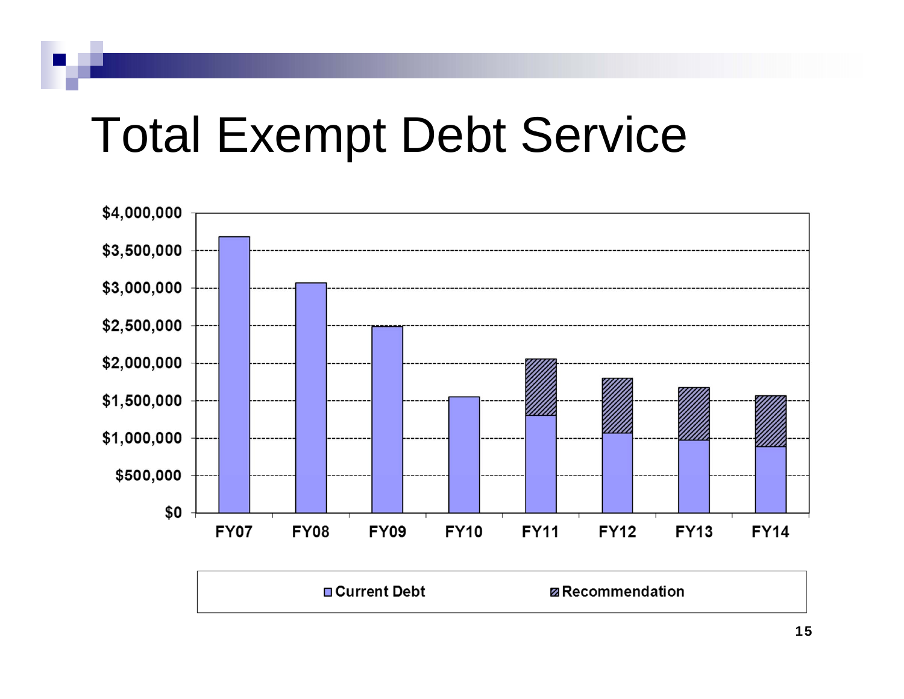# Total Exempt Debt Service

$4,000,000
$3,500,000
$3,000,000
$2,500,000
$2,000,000
$1,500,000
$1,000,000
$500,000
$0

FY07 FY08 FY09 FY10 FY11 FY12 FY13 FY14

Current Debt | Recommendation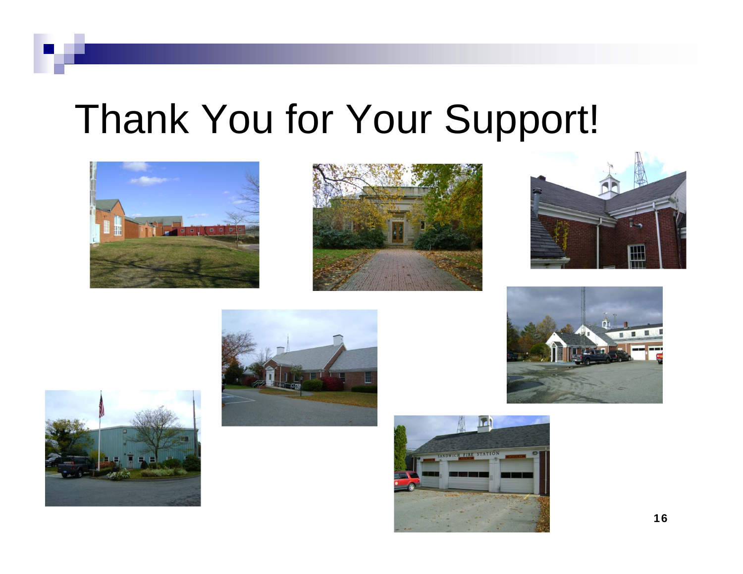# Thank You for Your Support!